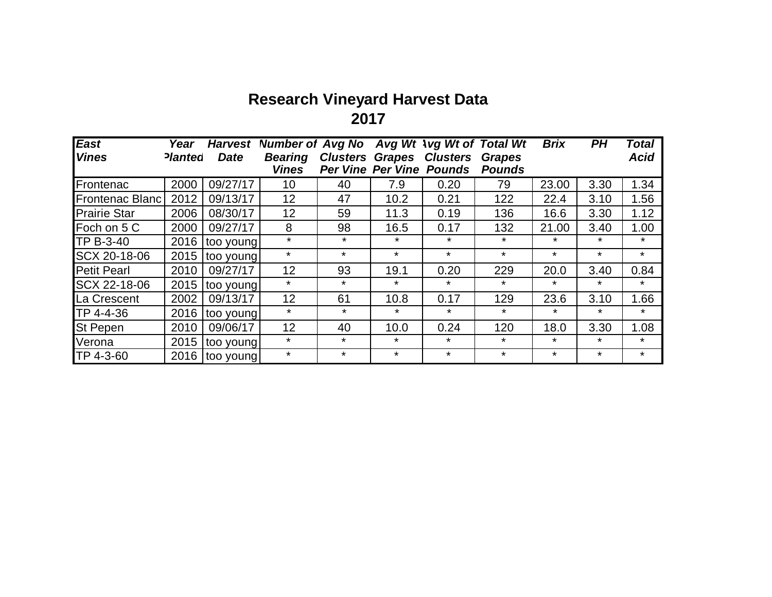# Research Vineyard Harvest Data
## 2017

| *East Vines* | *Year Planted* | *Harvest Date* | *Number of Bearing Vines* | *Avg No Clusters Per Vine* | *Avg Wt Grapes Per Vine* | *Avg Wt of Clusters Pounds* | *Total Wt Grapes Pounds* | *Brix* | *PH* | *Total Acid* |
|---|---|---|---|---|---|---|---|---|---|---|
| Frontenac | 2000 | 09/27/17 | 10 | 40 | 7.9 | 0.20 | 79 | 23.00 | 3.30 | 1.34 |
| Frontenac Blanc | 2012 | 09/13/17 | 12 | 47 | 10.2 | 0.21 | 122 | 22.4 | 3.10 | 1.56 |
| Prairie Star | 2006 | 08/30/17 | 12 | 59 | 11.3 | 0.19 | 136 | 16.6 | 3.30 | 1.12 |
| Foch on 5 C | 2000 | 09/27/17 | 8 | 98 | 16.5 | 0.17 | 132 | 21.00 | 3.40 | 1.00 |
| TP B-3-40 | 2016 | too young | * | * | * | * | * | * | * | * |
| SCX 20-18-06 | 2015 | too young | * | * | * | * | * | * | * | * |
| Petit Pearl | 2010 | 09/27/17 | 12 | 93 | 19.1 | 0.20 | 229 | 20.0 | 3.40 | 0.84 |
| SCX 22-18-06 | 2015 | too young | * | * | * | * | * | * | * | * |
| La Crescent | 2002 | 09/13/17 | 12 | 61 | 10.8 | 0.17 | 129 | 23.6 | 3.10 | 1.66 |
| TP 4-4-36 | 2016 | too young | * | * | * | * | * | * | * | * |
| St Pepen | 2010 | 09/06/17 | 12 | 40 | 10.0 | 0.24 | 120 | 18.0 | 3.30 | 1.08 |
| Verona | 2015 | too young | * | * | * | * | * | * | * | * |
| TP 4-3-60 | 2016 | too young | * | * | * | * | * | * | * | * |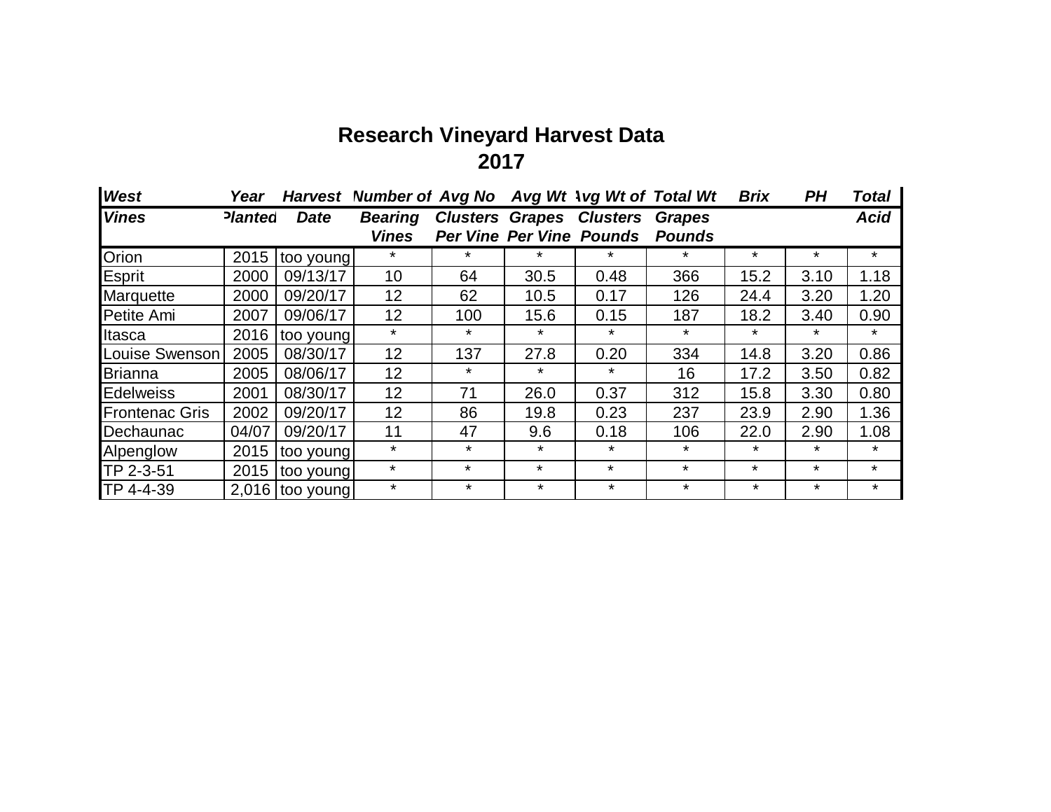# Research Vineyard Harvest Data
## 2017

| *West Vines* | *Year Planted* | *Harvest Date* | *Number of Bearing Vines* | *Avg No Clusters Per Vine* | *Avg Wt Grapes Per Vine* | *Avg Wt of Clusters Pounds* | *Total Wt Grapes Pounds* | *Brix* | *PH* | *Total Acid* |
|---|---|---|---|---|---|---|---|---|---|---|
| Orion | 2015 | too young | * | * | * | * | * | * | * | * |
| Esprit | 2000 | 09/13/17 | 10 | 64 | 30.5 | 0.48 | 366 | 15.2 | 3.10 | 1.18 |
| Marquette | 2000 | 09/20/17 | 12 | 62 | 10.5 | 0.17 | 126 | 24.4 | 3.20 | 1.20 |
| Petite Ami | 2007 | 09/06/17 | 12 | 100 | 15.6 | 0.15 | 187 | 18.2 | 3.40 | 0.90 |
| Itasca | 2016 | too young | * | * | * | * | * | * | * | * |
| Louise Swenson | 2005 | 08/30/17 | 12 | 137 | 27.8 | 0.20 | 334 | 14.8 | 3.20 | 0.86 |
| Brianna | 2005 | 08/06/17 | 12 | * | * | * | 16 | 17.2 | 3.50 | 0.82 |
| Edelweiss | 2001 | 08/30/17 | 12 | 71 | 26.0 | 0.37 | 312 | 15.8 | 3.30 | 0.80 |
| Frontenac Gris | 2002 | 09/20/17 | 12 | 86 | 19.8 | 0.23 | 237 | 23.9 | 2.90 | 1.36 |
| Dechaunac | 04/07 | 09/20/17 | 11 | 47 | 9.6 | 0.18 | 106 | 22.0 | 2.90 | 1.08 |
| Alpenglow | 2015 | too young | * | * | * | * | * | * | * | * |
| TP 2-3-51 | 2015 | too young | * | * | * | * | * | * | * | * |
| TP 4-4-39 | 2,016 | too young | * | * | * | * | * | * | * | * |